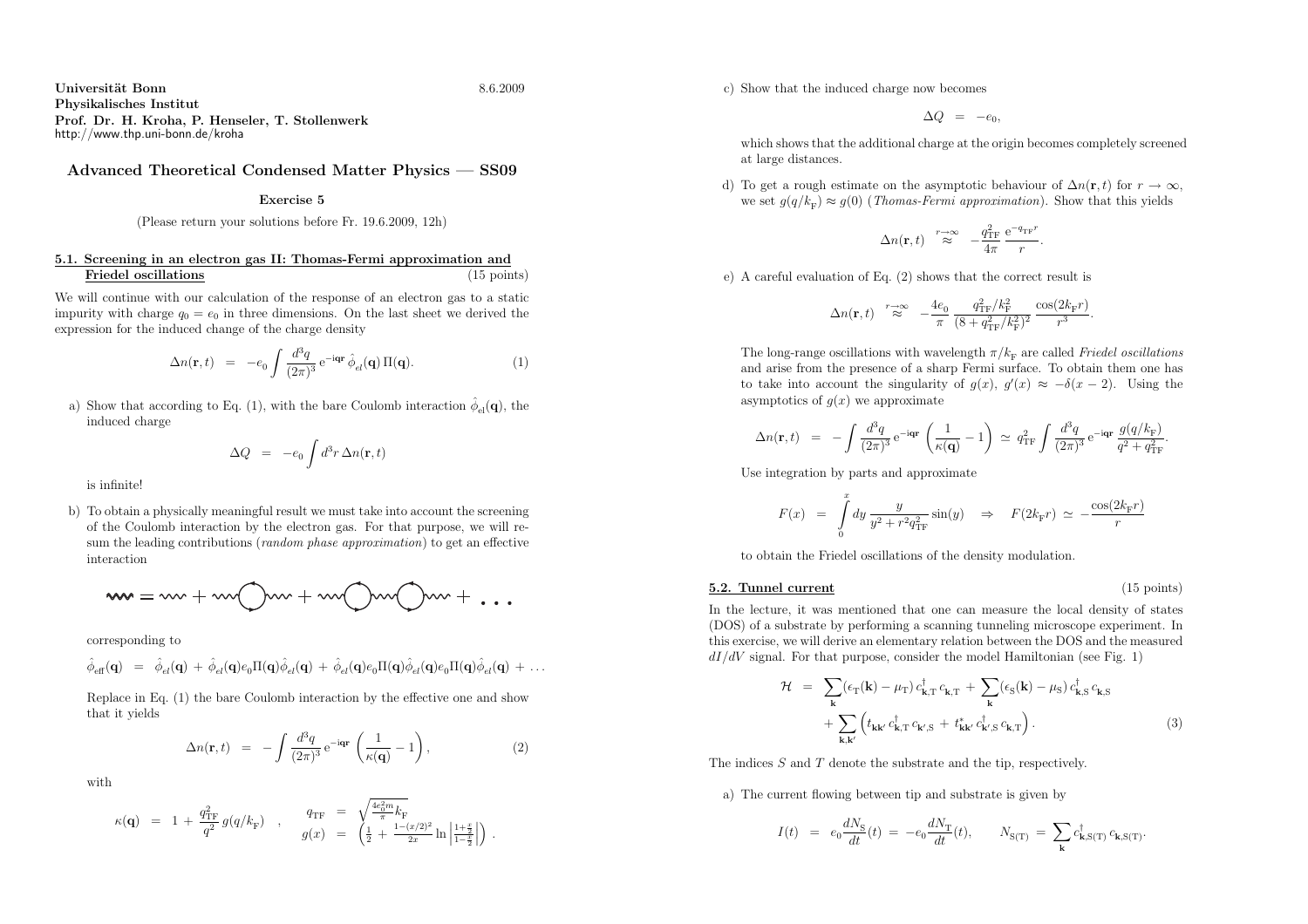**Universität Bonn** 8.6.2009
**Physikalisches Institut**
**Prof. Dr. H. Kroha, P. Henseler, T. Stollenwerk**
http://www.thp.uni-bonn.de/kroha

## Advanced Theoretical Condensed Matter Physics — SS09

### Exercise 5

(Please return your solutions before Fr. 19.6.2009, 12h)

### 5.1. Screening in an electron gas II: Thomas-Fermi approximation and Friedel oscillations (15 points)

We will continue with our calculation of the response of an electron gas to a static impurity with charge $q_0 = e_0$ in three dimensions. On the last sheet we derived the expression for the induced change of the charge density

$$\Delta n(\mathbf{r}, t) = -e_0 \int \frac{d^3 q}{(2\pi)^3} \mathrm{e}^{-\mathrm{i}\mathbf{q}\mathbf{r}} \hat{\phi}_{el}(\mathbf{q}) \, \Pi(\mathbf{q}). \tag{1}$$

a) Show that according to Eq. (1), with the bare Coulomb interaction $\hat{\phi}_{\mathrm{el}}(\mathbf{q})$, the induced charge

$$\Delta Q = -e_0 \int d^3 r \, \Delta n(\mathbf{r}, t)$$

is infinite!

b) To obtain a physically meaningful result we must take into account the screening of the Coulomb interaction by the electron gas. For that purpose, we will re-sum the leading contributions (*random phase approximation*) to get an effective interaction

[diagram: effective interaction = bare + bare–bubble–bare + bare–bubble–bare–bubble–bare + ...]

corresponding to

$$\hat{\phi}_{\mathrm{eff}}(\mathbf{q}) = \hat{\phi}_{el}(\mathbf{q}) + \hat{\phi}_{el}(\mathbf{q}) e_0 \Pi(\mathbf{q}) \hat{\phi}_{el}(\mathbf{q}) + \hat{\phi}_{el}(\mathbf{q}) e_0 \Pi(\mathbf{q}) \hat{\phi}_{el}(\mathbf{q}) e_0 \Pi(\mathbf{q}) \hat{\phi}_{el}(\mathbf{q}) + \ldots$$

Replace in Eq. (1) the bare Coulomb interaction by the effective one and show that it yields

$$\Delta n(\mathbf{r}, t) = -\int \frac{d^3 q}{(2\pi)^3} \mathrm{e}^{-\mathrm{i}\mathbf{q}\mathbf{r}} \left( \frac{1}{\kappa(\mathbf{q})} - 1 \right), \tag{2}$$

with

$$\kappa(\mathbf{q}) = 1 + \frac{q_{\mathrm{TF}}^2}{q^2} g(q/k_{\mathrm{F}}) \quad , \quad \begin{aligned} q_{\mathrm{TF}} &= \sqrt{\tfrac{4 e_0^2 m}{\pi}} k_{\mathrm{F}} \\ g(x) &= \left( \frac{1}{2} + \frac{1-(x/2)^2}{2x} \ln \left| \frac{1+\frac{x}{2}}{1-\frac{x}{2}} \right| \right). \end{aligned}$$

c) Show that the induced charge now becomes

$$\Delta Q = -e_0,$$

which shows that the additional charge at the origin becomes completely screened at large distances.

d) To get a rough estimate on the asymptotic behaviour of $\Delta n(\mathbf{r}, t)$ for $r \to \infty$, we set $g(q/k_{\mathrm{F}}) \approx g(0)$ (*Thomas-Fermi approximation*). Show that this yields

$$\Delta n(\mathbf{r}, t) \overset{r\to\infty}{\approx} -\frac{q_{\mathrm{TF}}^2}{4\pi} \frac{\mathrm{e}^{-q_{\mathrm{TF}} r}}{r}.$$

e) A careful evaluation of Eq. (2) shows that the correct result is

$$\Delta n(\mathbf{r}, t) \overset{r\to\infty}{\approx} -\frac{4 e_0}{\pi} \frac{q_{\mathrm{TF}}^2/k_{\mathrm{F}}^2}{(8 + q_{\mathrm{TF}}^2/k_{\mathrm{F}}^2)^2} \frac{\cos(2 k_{\mathrm{F}} r)}{r^3}.$$

The long-range oscillations with wavelength $\pi/k_{\mathrm{F}}$ are called *Friedel oscillations* and arise from the presence of a sharp Fermi surface. To obtain them one has to take into account the singularity of $g(x)$, $g'(x) \approx -\delta(x-2)$. Using the asymptotics of $g(x)$ we approximate

$$\Delta n(\mathbf{r}, t) = -\int \frac{d^3 q}{(2\pi)^3} \mathrm{e}^{-\mathrm{i}\mathbf{q}\mathbf{r}} \left( \frac{1}{\kappa(\mathbf{q})} - 1 \right) \simeq q_{\mathrm{TF}}^2 \int \frac{d^3 q}{(2\pi)^3} \mathrm{e}^{-\mathrm{i}\mathbf{q}\mathbf{r}} \frac{g(q/k_{\mathrm{F}})}{q^2 + q_{\mathrm{TF}}^2}.$$

Use integration by parts and approximate

$$F(x) = \int_0^x dy \, \frac{y}{y^2 + r^2 q_{\mathrm{TF}}^2} \sin(y) \quad \Rightarrow \quad F(2 k_{\mathrm{F}} r) \simeq -\frac{\cos(2 k_{\mathrm{F}} r)}{r}$$

to obtain the Friedel oscillations of the density modulation.

### 5.2. Tunnel current (15 points)

In the lecture, it was mentioned that one can measure the local density of states (DOS) of a substrate by performing a scanning tunneling microscope experiment. In this exercise, we will derive an elementary relation between the DOS and the measured $dI/dV$ signal. For that purpose, consider the model Hamiltonian (see Fig. 1)

$$\begin{aligned} \mathcal{H} = & \sum_{\mathbf{k}} (\epsilon_{\mathrm{T}}(\mathbf{k}) - \mu_{\mathrm{T}}) \, c_{\mathbf{k},\mathrm{T}}^{\dagger} c_{\mathbf{k},\mathrm{T}} + \sum_{\mathbf{k}} (\epsilon_{\mathrm{S}}(\mathbf{k}) - \mu_{\mathrm{S}}) \, c_{\mathbf{k},\mathrm{S}}^{\dagger} c_{\mathbf{k},\mathrm{S}} \\ & + \sum_{\mathbf{k},\mathbf{k}'} \left( t_{\mathbf{k}\mathbf{k}'} \, c_{\mathbf{k},\mathrm{T}}^{\dagger} c_{\mathbf{k}',\mathrm{S}} + t_{\mathbf{k}\mathbf{k}'}^{*} \, c_{\mathbf{k}',\mathrm{S}}^{\dagger} c_{\mathbf{k},\mathrm{T}} \right). \end{aligned} \tag{3}$$

The indices $S$ and $T$ denote the substrate and the tip, respectively.

a) The current flowing between tip and substrate is given by

$$I(t) = e_0 \frac{dN_{\mathrm{S}}}{dt}(t) = -e_0 \frac{dN_{\mathrm{T}}}{dt}(t), \qquad N_{\mathrm{S(T)}} = \sum_{\mathbf{k}} c_{\mathbf{k},\mathrm{S(T)}}^{\dagger} c_{\mathbf{k},\mathrm{S(T)}}.$$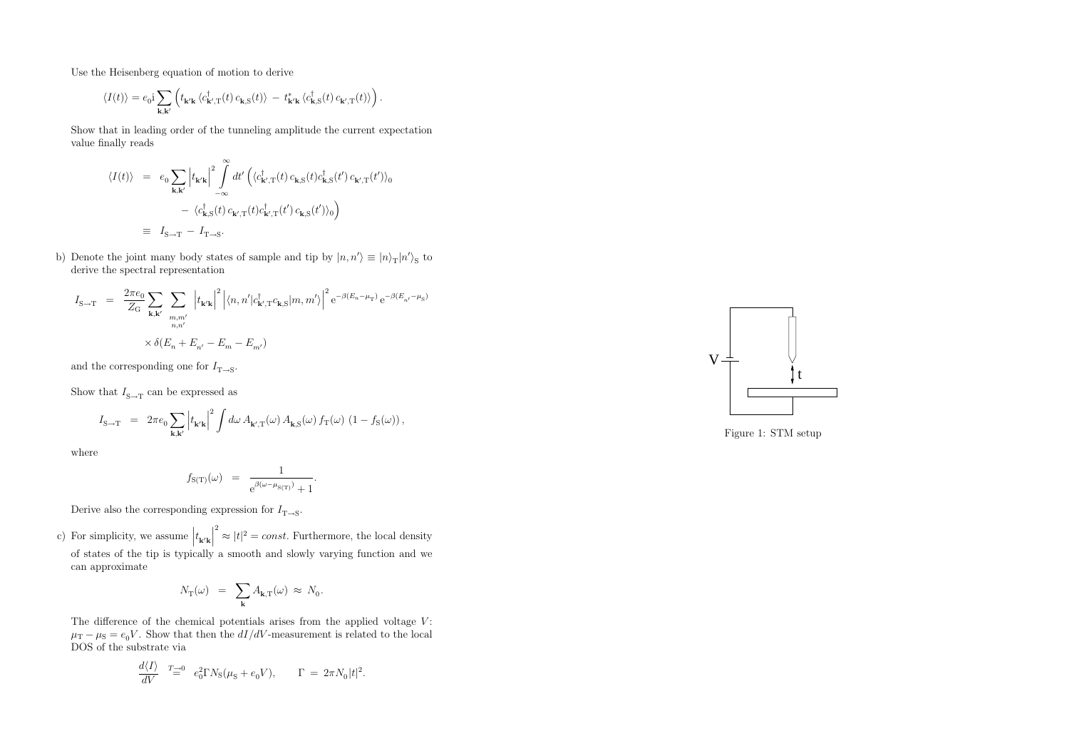Use the Heisenberg equation of motion to derive

$$\langle I(t)\rangle = e_0 \mathrm{i} \sum_{\mathbf{k},\mathbf{k}'} \left( t_{\mathbf{k}'\mathbf{k}} \, \langle c^\dagger_{\mathbf{k}',\mathrm{T}}(t)\, c_{\mathbf{k},\mathrm{S}}(t)\rangle \,-\, t^*_{\mathbf{k}'\mathbf{k}} \, \langle c^\dagger_{\mathbf{k},\mathrm{S}}(t)\, c_{\mathbf{k}',\mathrm{T}}(t)\rangle \right).$$

Show that in leading order of the tunneling amplitude the current expectation value finally reads

$$\begin{aligned}
\langle I(t)\rangle &= e_0 \sum_{\mathbf{k},\mathbf{k}'} \left| t_{\mathbf{k}'\mathbf{k}} \right|^2 \int_{-\infty}^{\infty} dt' \Big( \langle c^\dagger_{\mathbf{k}',\mathrm{T}}(t)\, c_{\mathbf{k},\mathrm{S}}(t) c^\dagger_{\mathbf{k},\mathrm{S}}(t')\, c_{\mathbf{k}',\mathrm{T}}(t')\rangle_0 \\
&\qquad -\, \langle c^\dagger_{\mathbf{k},\mathrm{S}}(t)\, c_{\mathbf{k}',\mathrm{T}}(t) c^\dagger_{\mathbf{k}',\mathrm{T}}(t')\, c_{\mathbf{k},\mathrm{S}}(t')\rangle_0 \Big) \\
&\equiv I_{\mathrm{S}\to\mathrm{T}} \,-\, I_{\mathrm{T}\to\mathrm{S}}.
\end{aligned}$$

b) Denote the joint many body states of sample and tip by $|n, n'\rangle \equiv |n\rangle_{\mathrm{T}} |n'\rangle_{\mathrm{S}}$ to derive the spectral representation

$$\begin{aligned}
I_{\mathrm{S}\to\mathrm{T}} &= \frac{2\pi e_0}{Z_{\mathrm{G}}} \sum_{\mathbf{k},\mathbf{k}'} \sum_{\substack{m,m' \\ n,n'}} \left| t_{\mathbf{k}'\mathbf{k}} \right|^2 \left| \langle n, n' | c^\dagger_{\mathbf{k}',\mathrm{T}} c_{\mathbf{k},\mathrm{S}} | m, m'\rangle \right|^2 \mathrm{e}^{-\beta(E_n - \mu_{\mathrm{T}})}\, \mathrm{e}^{-\beta(E_{n'} - \mu_{\mathrm{S}})} \\
&\quad \times \delta(E_n + E_{n'} - E_m - E_{m'})
\end{aligned}$$

and the corresponding one for $I_{\mathrm{T}\to\mathrm{S}}$.

Show that $I_{\mathrm{S}\to\mathrm{T}}$ can be expressed as

$$I_{\mathrm{S}\to\mathrm{T}} = 2\pi e_0 \sum_{\mathbf{k},\mathbf{k}'} \left| t_{\mathbf{k}'\mathbf{k}} \right|^2 \int d\omega\, A_{\mathbf{k}',\mathrm{T}}(\omega)\, A_{\mathbf{k},\mathrm{S}}(\omega)\, f_{\mathrm{T}}(\omega)\, \left(1 - f_{\mathrm{S}}(\omega)\right),$$

where

$$f_{\mathrm{S(T)}}(\omega) = \frac{1}{\mathrm{e}^{\beta(\omega - \mu_{\mathrm{S(T)}})} + 1}.$$

Derive also the corresponding expression for $I_{\mathrm{T}\to\mathrm{S}}$.

c) For simplicity, we assume $\left| t_{\mathbf{k}'\mathbf{k}} \right|^2 \approx |t|^2 = const.$ Furthermore, the local density of states of the tip is typically a smooth and slowly varying function and we can approximate

$$N_{\mathrm{T}}(\omega) = \sum_{\mathbf{k}} A_{\mathbf{k},\mathrm{T}}(\omega) \approx N_0.$$

The difference of the chemical potentials arises from the applied voltage $V$: $\mu_{\mathrm{T}} - \mu_{\mathrm{S}} = e_0 V$. Show that then the $dI/dV$-measurement is related to the local DOS of the substrate via

$$\frac{d\langle I\rangle}{dV} \overset{T\to 0}{=} e_0^2 \Gamma N_{\mathrm{S}}(\mu_{\mathrm{S}} + e_0 V), \qquad \Gamma = 2\pi N_0 |t|^2.$$

V

t

Figure 1: STM setup